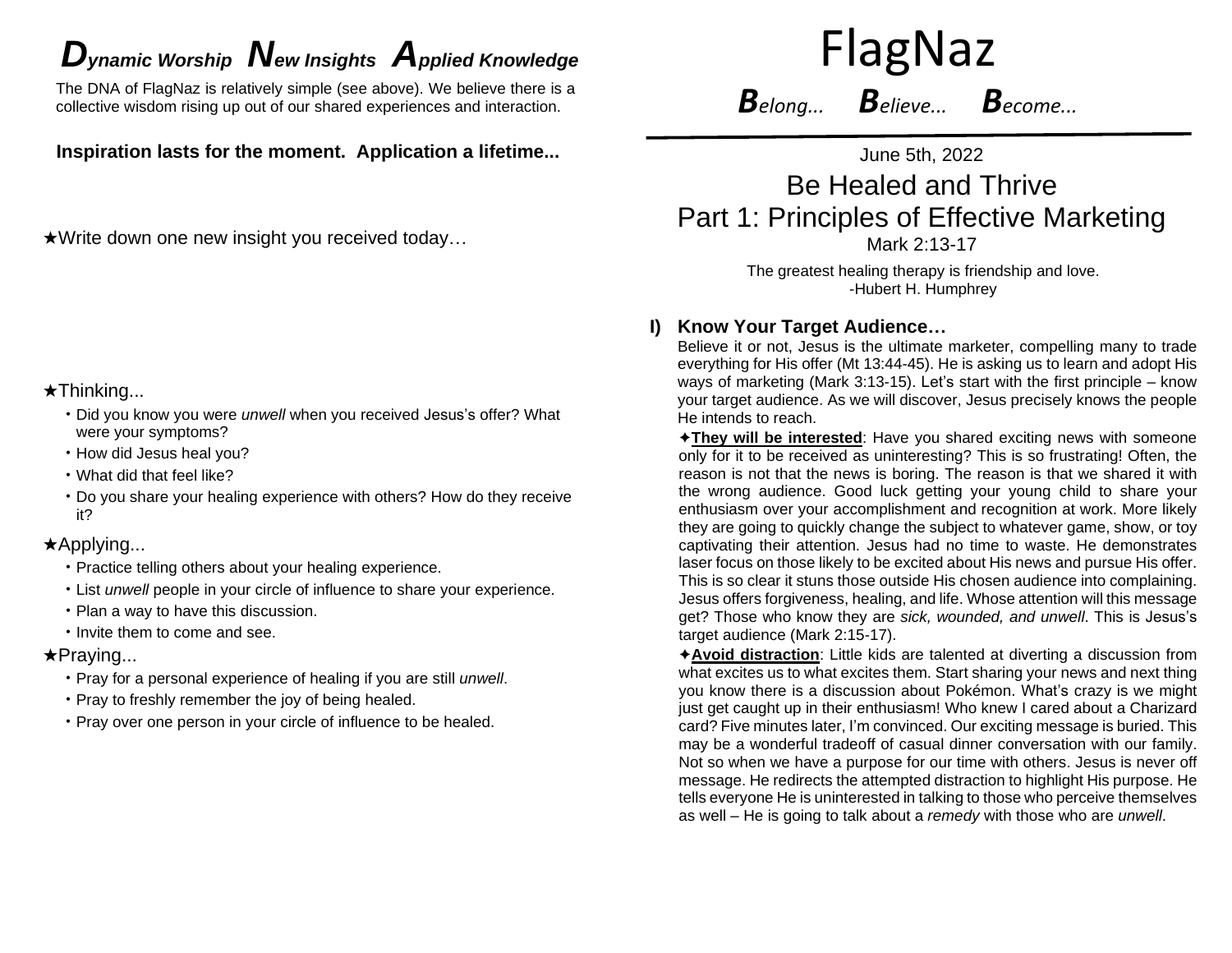# FlagNaz

***B**elong...* ***B**elieve...* ***B**ecome...*

---

June 5th, 2022

## Be Healed and Thrive
## Part 1: Principles of Effective Marketing

Mark 2:13-17

The greatest healing therapy is friendship and love.
-Hubert H. Humphrey

### I) Know Your Target Audience…

Believe it or not, Jesus is the ultimate marketer, compelling many to trade everything for His offer (Mt 13:44-45). He is asking us to learn and adopt His ways of marketing (Mark 3:13-15). Let's start with the first principle – know your target audience. As we will discover, Jesus precisely knows the people He intends to reach.

✦**They will be interested**: Have you shared exciting news with someone only for it to be received as uninteresting? This is so frustrating! Often, the reason is not that the news is boring. The reason is that we shared it with the wrong audience. Good luck getting your young child to share your enthusiasm over your accomplishment and recognition at work. More likely they are going to quickly change the subject to whatever game, show, or toy captivating their attention. Jesus had no time to waste. He demonstrates laser focus on those likely to be excited about His news and pursue His offer. This is so clear it stuns those outside His chosen audience into complaining. Jesus offers forgiveness, healing, and life. Whose attention will this message get? Those who know they are *sick, wounded, and unwell*. This is Jesus's target audience (Mark 2:15-17).

✦**Avoid distraction**: Little kids are talented at diverting a discussion from what excites us to what excites them. Start sharing your news and next thing you know there is a discussion about Pokémon. What's crazy is we might just get caught up in their enthusiasm! Who knew I cared about a Charizard card? Five minutes later, I'm convinced. Our exciting message is buried. This may be a wonderful tradeoff of casual dinner conversation with our family. Not so when we have a purpose for our time with others. Jesus is never off message. He redirects the attempted distraction to highlight His purpose. He tells everyone He is uninterested in talking to those who perceive themselves as well – He is going to talk about a *remedy* with those who are *unwell*.

---

## *D*ynamic Worship *N*ew Insights *A*pplied Knowledge

The DNA of FlagNaz is relatively simple (see above). We believe there is a collective wisdom rising up out of our shared experiences and interaction.

**Inspiration lasts for the moment. Application a lifetime...**

★Write down one new insight you received today…

★Thinking...

- Did you know you were *unwell* when you received Jesus's offer? What were your symptoms?
- How did Jesus heal you?
- What did that feel like?
- Do you share your healing experience with others? How do they receive it?

★Applying...

- Practice telling others about your healing experience.
- List *unwell* people in your circle of influence to share your experience.
- Plan a way to have this discussion.
- Invite them to come and see.

★Praying...

- Pray for a personal experience of healing if you are still *unwell*.
- Pray to freshly remember the joy of being healed.
- Pray over one person in your circle of influence to be healed.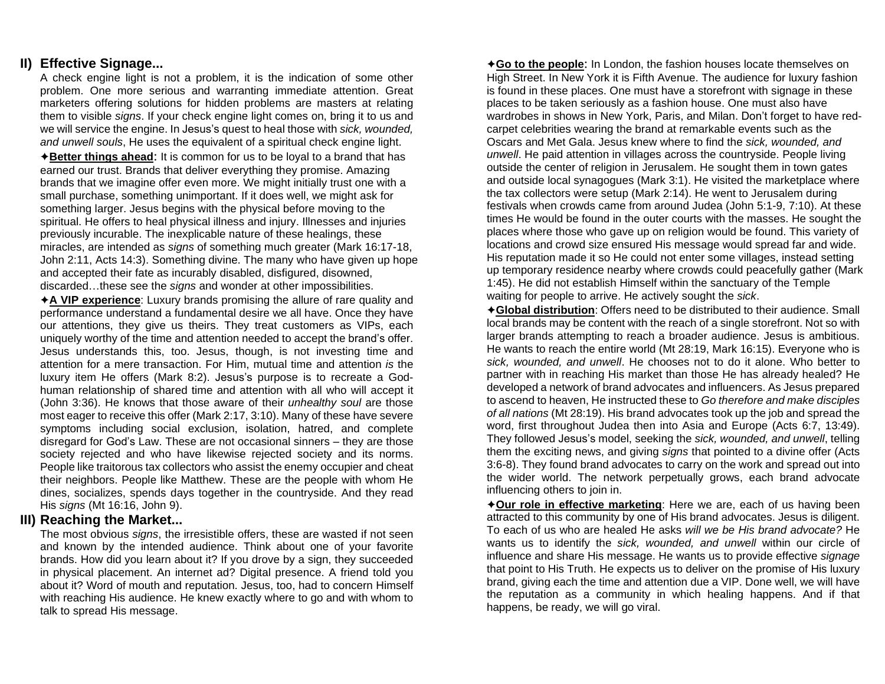## II) Effective Signage...

A check engine light is not a problem, it is the indication of some other problem. One more serious and warranting immediate attention. Great marketers offering solutions for hidden problems are masters at relating them to visible *signs*. If your check engine light comes on, bring it to us and we will service the engine. In Jesus's quest to heal those with *sick, wounded, and unwell souls*, He uses the equivalent of a spiritual check engine light.

✦**Better things ahead:** It is common for us to be loyal to a brand that has earned our trust. Brands that deliver everything they promise. Amazing brands that we imagine offer even more. We might initially trust one with a small purchase, something unimportant. If it does well, we might ask for something larger. Jesus begins with the physical before moving to the spiritual. He offers to heal physical illness and injury. Illnesses and injuries previously incurable. The inexplicable nature of these healings, these miracles, are intended as *signs* of something much greater (Mark 16:17-18, John 2:11, Acts 14:3). Something divine. The many who have given up hope and accepted their fate as incurably disabled, disfigured, disowned, discarded…these see the *signs* and wonder at other impossibilities.

✦**A VIP experience**: Luxury brands promising the allure of rare quality and performance understand a fundamental desire we all have. Once they have our attentions, they give us theirs. They treat customers as VIPs, each uniquely worthy of the time and attention needed to accept the brand's offer. Jesus understands this, too. Jesus, though, is not investing time and attention for a mere transaction. For Him, mutual time and attention *is* the luxury item He offers (Mark 8:2). Jesus's purpose is to recreate a God-human relationship of shared time and attention with all who will accept it (John 3:36). He knows that those aware of their *unhealthy soul* are those most eager to receive this offer (Mark 2:17, 3:10). Many of these have severe symptoms including social exclusion, isolation, hatred, and complete disregard for God's Law. These are not occasional sinners – they are those society rejected and who have likewise rejected society and its norms. People like traitorous tax collectors who assist the enemy occupier and cheat their neighbors. People like Matthew. These are the people with whom He dines, socializes, spends days together in the countryside. And they read His *signs* (Mt 16:16, John 9).

## III) Reaching the Market...

The most obvious *signs*, the irresistible offers, these are wasted if not seen and known by the intended audience. Think about one of your favorite brands. How did you learn about it? If you drove by a sign, they succeeded in physical placement. An internet ad? Digital presence. A friend told you about it? Word of mouth and reputation. Jesus, too, had to concern Himself with reaching His audience. He knew exactly where to go and with whom to talk to spread His message.

✦**Go to the people:** In London, the fashion houses locate themselves on High Street. In New York it is Fifth Avenue. The audience for luxury fashion is found in these places. One must have a storefront with signage in these places to be taken seriously as a fashion house. One must also have wardrobes in shows in New York, Paris, and Milan. Don't forget to have red-carpet celebrities wearing the brand at remarkable events such as the Oscars and Met Gala. Jesus knew where to find the *sick, wounded, and unwell*. He paid attention in villages across the countryside. People living outside the center of religion in Jerusalem. He sought them in town gates and outside local synagogues (Mark 3:1). He visited the marketplace where the tax collectors were setup (Mark 2:14). He went to Jerusalem during festivals when crowds came from around Judea (John 5:1-9, 7:10). At these times He would be found in the outer courts with the masses. He sought the places where those who gave up on religion would be found. This variety of locations and crowd size ensured His message would spread far and wide. His reputation made it so He could not enter some villages, instead setting up temporary residence nearby where crowds could peacefully gather (Mark 1:45). He did not establish Himself within the sanctuary of the Temple waiting for people to arrive. He actively sought the *sick*.

✦**Global distribution**: Offers need to be distributed to their audience. Small local brands may be content with the reach of a single storefront. Not so with larger brands attempting to reach a broader audience. Jesus is ambitious. He wants to reach the entire world (Mt 28:19, Mark 16:15). Everyone who is *sick, wounded, and unwell*. He chooses not to do it alone. Who better to partner with in reaching His market than those He has already healed? He developed a network of brand advocates and influencers. As Jesus prepared to ascend to heaven, He instructed these to *Go therefore and make disciples of all nations* (Mt 28:19). His brand advocates took up the job and spread the word, first throughout Judea then into Asia and Europe (Acts 6:7, 13:49). They followed Jesus's model, seeking the *sick, wounded, and unwell*, telling them the exciting news, and giving *signs* that pointed to a divine offer (Acts 3:6-8). They found brand advocates to carry on the work and spread out into the wider world. The network perpetually grows, each brand advocate influencing others to join in.

✦**Our role in effective marketing**: Here we are, each of us having been attracted to this community by one of His brand advocates. Jesus is diligent. To each of us who are healed He asks *will we be His brand advocate?* He wants us to identify the *sick, wounded, and unwell* within our circle of influence and share His message. He wants us to provide effective *signage* that point to His Truth. He expects us to deliver on the promise of His luxury brand, giving each the time and attention due a VIP. Done well, we will have the reputation as a community in which healing happens. And if that happens, be ready, we will go viral.